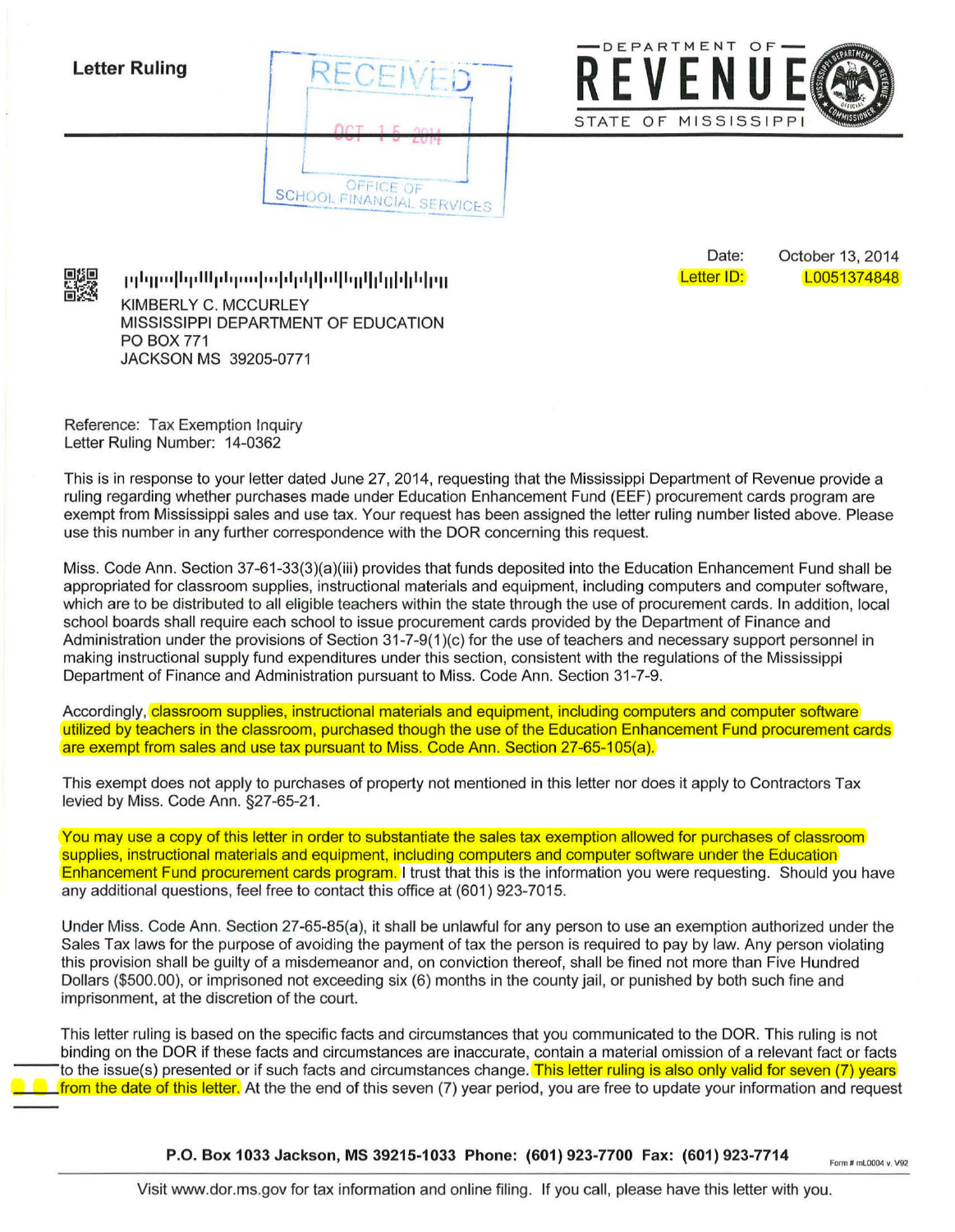**Letter Ruling**

RECEIVED
OCT 15 2014
OFFICE OF
SCHOOL FINANCIAL SERVICES

DEPARTMENT OF REVENUE
STATE OF MISSISSIPPI

Date: October 13, 2014
Letter ID: L0051374848

KIMBERLY C. MCCURLEY
MISSISSIPPI DEPARTMENT OF EDUCATION
PO BOX 771
JACKSON MS 39205-0771

Reference: Tax Exemption Inquiry
Letter Ruling Number: 14-0362

This is in response to your letter dated June 27, 2014, requesting that the Mississippi Department of Revenue provide a ruling regarding whether purchases made under Education Enhancement Fund (EEF) procurement cards program are exempt from Mississippi sales and use tax. Your request has been assigned the letter ruling number listed above. Please use this number in any further correspondence with the DOR concerning this request.

Miss. Code Ann. Section 37-61-33(3)(a)(iii) provides that funds deposited into the Education Enhancement Fund shall be appropriated for classroom supplies, instructional materials and equipment, including computers and computer software, which are to be distributed to all eligible teachers within the state through the use of procurement cards. In addition, local school boards shall require each school to issue procurement cards provided by the Department of Finance and Administration under the provisions of Section 31-7-9(1)(c) for the use of teachers and necessary support personnel in making instructional supply fund expenditures under this section, consistent with the regulations of the Mississippi Department of Finance and Administration pursuant to Miss. Code Ann. Section 31-7-9.

Accordingly, classroom supplies, instructional materials and equipment, including computers and computer software utilized by teachers in the classroom, purchased though the use of the Education Enhancement Fund procurement cards are exempt from sales and use tax pursuant to Miss. Code Ann. Section 27-65-105(a).

This exempt does not apply to purchases of property not mentioned in this letter nor does it apply to Contractors Tax levied by Miss. Code Ann. §27-65-21.

You may use a copy of this letter in order to substantiate the sales tax exemption allowed for purchases of classroom supplies, instructional materials and equipment, including computers and computer software under the Education Enhancement Fund procurement cards program. I trust that this is the information you were requesting. Should you have any additional questions, feel free to contact this office at (601) 923-7015.

Under Miss. Code Ann. Section 27-65-85(a), it shall be unlawful for any person to use an exemption authorized under the Sales Tax laws for the purpose of avoiding the payment of tax the person is required to pay by law. Any person violating this provision shall be guilty of a misdemeanor and, on conviction thereof, shall be fined not more than Five Hundred Dollars ($500.00), or imprisoned not exceeding six (6) months in the county jail, or punished by both such fine and imprisonment, at the discretion of the court.

This letter ruling is based on the specific facts and circumstances that you communicated to the DOR. This ruling is not binding on the DOR if these facts and circumstances are inaccurate, contain a material omission of a relevant fact or facts to the issue(s) presented or if such facts and circumstances change. This letter ruling is also only valid for seven (7) years from the date of this letter. At the the end of this seven (7) year period, you are free to update your information and request

P.O. Box 1033 Jackson, MS 39215-1033 Phone: (601) 923-7700 Fax: (601) 923-7714

Form # mL0004 v. V92

Visit www.dor.ms.gov for tax information and online filing. If you call, please have this letter with you.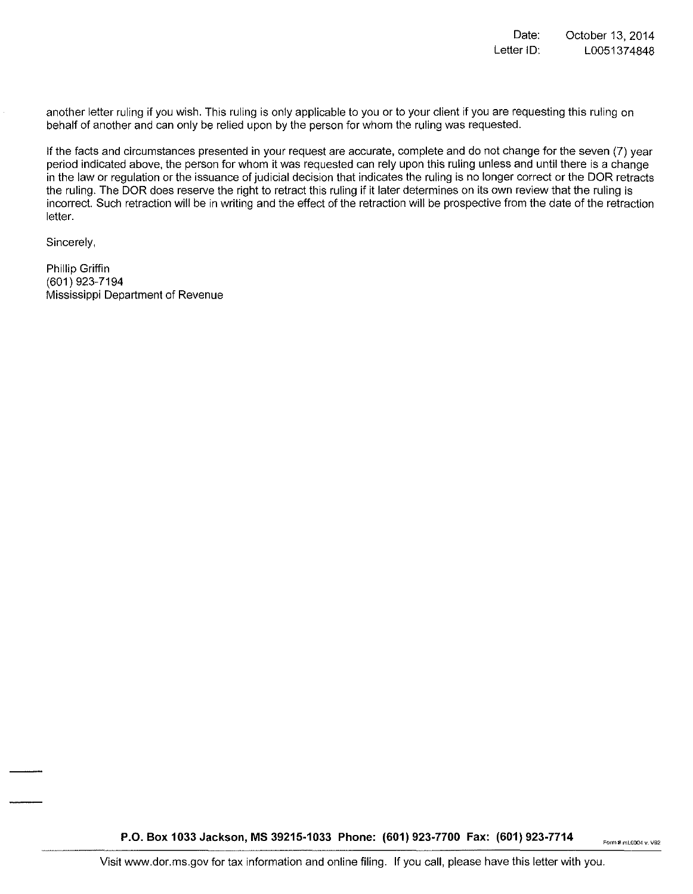Date: October 13, 2014
Letter ID: L0051374848

another letter ruling if you wish. This ruling is only applicable to you or to your client if you are requesting this ruling on behalf of another and can only be relied upon by the person for whom the ruling was requested.

If the facts and circumstances presented in your request are accurate, complete and do not change for the seven (7) year period indicated above, the person for whom it was requested can rely upon this ruling unless and until there is a change in the law or regulation or the issuance of judicial decision that indicates the ruling is no longer correct or the DOR retracts the ruling. The DOR does reserve the right to retract this ruling if it later determines on its own review that the ruling is incorrect. Such retraction will be in writing and the effect of the retraction will be prospective from the date of the retraction letter.

Sincerely,

Phillip Griffin
(601) 923-7194
Mississippi Department of Revenue

**P.O. Box 1033 Jackson, MS 39215-1033 Phone: (601) 923-7700 Fax: (601) 923-7714**

Visit www.dor.ms.gov for tax information and online filing. If you call, please have this letter with you.